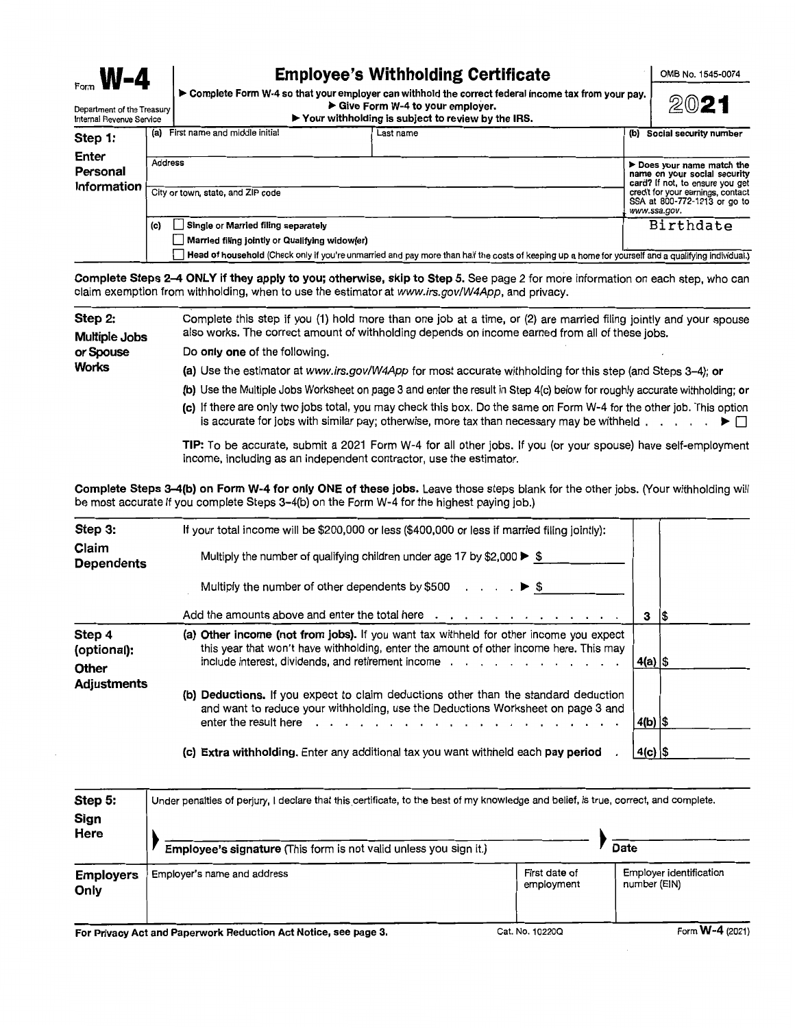Form **W-4**

Department of the Treasury
Internal Revenue Service

# Employee's Withholding Certificate

▶ Complete Form W-4 so that your employer can withhold the correct federal income tax from your pay.
▶ Give Form W-4 to your employer.
▶ Your withholding is subject to review by the IRS.

OMB No. 1545-0074

**2021**

## Step 1: Enter Personal Information

(a) First name and middle initial | Last name | (b) Social security number

Address

City or town, state, and ZIP code

▶ Does your name match the name on your social security card? If not, to ensure you get credit for your earnings, contact SSA at 800-772-1213 or go to www.ssa.gov.

Birthdate

(c) ☐ **Single or Married filing separately**
☐ **Married filing jointly or Qualifying widow(er)**
☐ **Head of household** (Check only if you're unmarried and pay more than half the costs of keeping up a home for yourself and a qualifying individual.)

**Complete Steps 2–4 ONLY if they apply to you; otherwise, skip to Step 5.** See page 2 for more information on each step, who can claim exemption from withholding, when to use the estimator at *www.irs.gov/W4App*, and privacy.

## Step 2: Multiple Jobs or Spouse Works

Complete this step if you (1) hold more than one job at a time, or (2) are married filing jointly and your spouse also works. The correct amount of withholding depends on income earned from all of these jobs.

Do **only one** of the following.

**(a)** Use the estimator at *www.irs.gov/W4App* for most accurate withholding for this step (and Steps 3–4); **or**

**(b)** Use the Multiple Jobs Worksheet on page 3 and enter the result in Step 4(c) below for roughly accurate withholding; **or**

**(c)** If there are only two jobs total, you may check this box. Do the same on Form W-4 for the other job. This option is accurate for jobs with similar pay; otherwise, more tax than necessary may be withheld . . . . . ▶ ☐

**TIP:** To be accurate, submit a 2021 Form W-4 for all other jobs. If you (or your spouse) have self-employment income, including as an independent contractor, use the estimator.

**Complete Steps 3–4(b) on Form W-4 for only ONE of these jobs.** Leave those steps blank for the other jobs. (Your withholding will be most accurate if you complete Steps 3–4(b) on the Form W-4 for the highest paying job.)

## Step 3: Claim Dependents

If your total income will be $200,000 or less ($400,000 or less if married filing jointly):

Multiply the number of qualifying children under age 17 by $2,000 ▶ $ ________

Multiply the number of other dependents by $500 . . . . ▶ $ ________

Add the amounts above and enter the total here . . . . . . . . . . . . . . . **3** | $

## Step 4 (optional): Other Adjustments

**(a) Other income (not from jobs).** If you want tax withheld for other income you expect this year that won't have withholding, enter the amount of other income here. This may include interest, dividends, and retirement income . . . . . . . . . . . . . **4(a)** | $

**(b) Deductions.** If you expect to claim deductions other than the standard deduction and want to reduce your withholding, use the Deductions Worksheet on page 3 and enter the result here . . . . . . . . . . . . . . . . . . . . . . **4(b)** | $

**(c) Extra withholding.** Enter any additional tax you want withheld each **pay period** . **4(c)** | $

## Step 5: Sign Here

Under penalties of perjury, I declare that this certificate, to the best of my knowledge and belief, is true, correct, and complete.

▶ **Employee's signature** (This form is not valid unless you sign it.) ▶ **Date**

| **Employers Only** | Employer's name and address | First date of employment | Employer identification number (EIN) |
|---|---|---|---|
| | | | |

**For Privacy Act and Paperwork Reduction Act Notice, see page 3.** Cat. No. 10220Q Form **W-4** (2021)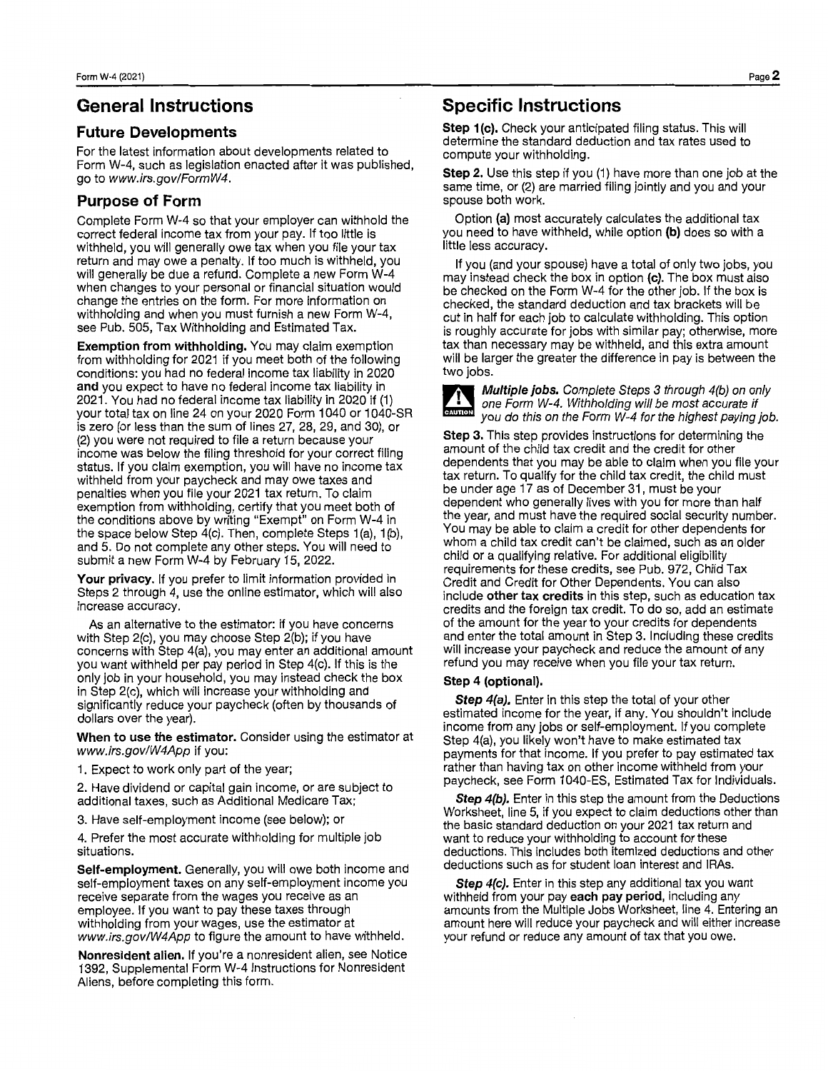## General Instructions

### Future Developments

For the latest information about developments related to Form W-4, such as legislation enacted after it was published, go to *www.irs.gov/FormW4*.

### Purpose of Form

Complete Form W-4 so that your employer can withhold the correct federal income tax from your pay. If too little is withheld, you will generally owe tax when you file your tax return and may owe a penalty. If too much is withheld, you will generally be due a refund. Complete a new Form W-4 when changes to your personal or financial situation would change the entries on the form. For more information on withholding and when you must furnish a new Form W-4, see Pub. 505, Tax Withholding and Estimated Tax.

**Exemption from withholding.** You may claim exemption from withholding for 2021 if you meet both of the following conditions: you had no federal income tax liability in 2020 **and** you expect to have no federal income tax liability in 2021. You had no federal income tax liability in 2020 if (1) your total tax on line 24 on your 2020 Form 1040 or 1040-SR is zero (or less than the sum of lines 27, 28, 29, and 30), or (2) you were not required to file a return because your income was below the filing threshold for your correct filing status. If you claim exemption, you will have no income tax withheld from your paycheck and may owe taxes and penalties when you file your 2021 tax return. To claim exemption from withholding, certify that you meet both of the conditions above by writing "Exempt" on Form W-4 in the space below Step 4(c). Then, complete Steps 1(a), 1(b), and 5. Do not complete any other steps. You will need to submit a new Form W-4 by February 15, 2022.

**Your privacy.** If you prefer to limit information provided in Steps 2 through 4, use the online estimator, which will also increase accuracy.

As an alternative to the estimator: if you have concerns with Step 2(c), you may choose Step 2(b); if you have concerns with Step 4(a), you may enter an additional amount you want withheld per pay period in Step 4(c). If this is the only job in your household, you may instead check the box in Step 2(c), which will increase your withholding and significantly reduce your paycheck (often by thousands of dollars over the year).

**When to use the estimator.** Consider using the estimator at *www.irs.gov/W4App* if you:

1. Expect to work only part of the year;
2. Have dividend or capital gain income, or are subject to additional taxes, such as Additional Medicare Tax;
3. Have self-employment income (see below); or
4. Prefer the most accurate withholding for multiple job situations.

**Self-employment.** Generally, you will owe both income and self-employment taxes on any self-employment income you receive separate from the wages you receive as an employee. If you want to pay these taxes through withholding from your wages, use the estimator at *www.irs.gov/W4App* to figure the amount to have withheld.

**Nonresident alien.** If you're a nonresident alien, see Notice 1392, Supplemental Form W-4 Instructions for Nonresident Aliens, before completing this form.

## Specific Instructions

**Step 1(c).** Check your anticipated filing status. This will determine the standard deduction and tax rates used to compute your withholding.

**Step 2.** Use this step if you (1) have more than one job at the same time, or (2) are married filing jointly and you and your spouse both work.

Option **(a)** most accurately calculates the additional tax you need to have withheld, while option **(b)** does so with a little less accuracy.

If you (and your spouse) have a total of only two jobs, you may instead check the box in option **(c)**. The box must also be checked on the Form W-4 for the other job. If the box is checked, the standard deduction and tax brackets will be cut in half for each job to calculate withholding. This option is roughly accurate for jobs with similar pay; otherwise, more tax than necessary may be withheld, and this extra amount will be larger the greater the difference in pay is between the two jobs.

CAUTION: ***Multiple jobs.*** *Complete Steps 3 through 4(b) on only one Form W-4. Withholding will be most accurate if you do this on the Form W-4 for the highest paying job.*

**Step 3.** This step provides instructions for determining the amount of the child tax credit and the credit for other dependents that you may be able to claim when you file your tax return. To qualify for the child tax credit, the child must be under age 17 as of December 31, must be your dependent who generally lives with you for more than half the year, and must have the required social security number. You may be able to claim a credit for other dependents for whom a child tax credit can't be claimed, such as an older child or a qualifying relative. For additional eligibility requirements for these credits, see Pub. 972, Child Tax Credit and Credit for Other Dependents. You can also include **other tax credits** in this step, such as education tax credits and the foreign tax credit. To do so, add an estimate of the amount for the year to your credits for dependents and enter the total amount in Step 3. Including these credits will increase your paycheck and reduce the amount of any refund you may receive when you file your tax return.

**Step 4 (optional).**

***Step 4(a).*** Enter in this step the total of your other estimated income for the year, if any. You shouldn't include income from any jobs or self-employment. If you complete Step 4(a), you likely won't have to make estimated tax payments for that income. If you prefer to pay estimated tax rather than having tax on other income withheld from your paycheck, see Form 1040-ES, Estimated Tax for Individuals.

***Step 4(b).*** Enter in this step the amount from the Deductions Worksheet, line 5, if you expect to claim deductions other than the basic standard deduction on your 2021 tax return and want to reduce your withholding to account for these deductions. This includes both itemized deductions and other deductions such as for student loan interest and IRAs.

***Step 4(c).*** Enter in this step any additional tax you want withheld from your pay **each pay period**, including any amounts from the Multiple Jobs Worksheet, line 4. Entering an amount here will reduce your paycheck and will either increase your refund or reduce any amount of tax that you owe.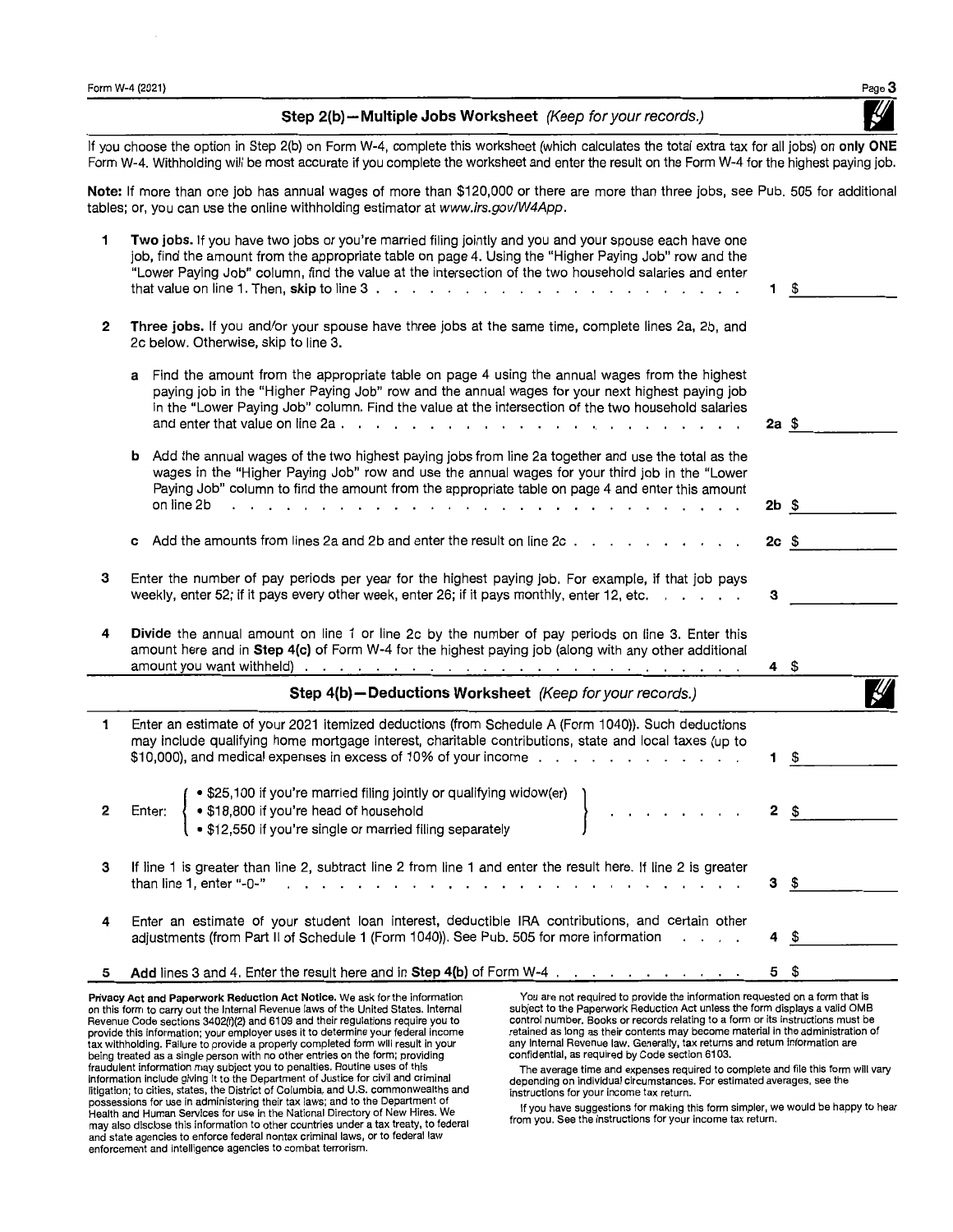## Step 2(b)—Multiple Jobs Worksheet *(Keep for your records.)*

If you choose the option in Step 2(b) on Form W-4, complete this worksheet (which calculates the total extra tax for all jobs) on **only ONE** Form W-4. Withholding will be most accurate if you complete the worksheet and enter the result on the Form W-4 for the highest paying job.

**Note:** If more than one job has annual wages of more than $120,000 or there are more than three jobs, see Pub. 505 for additional tables; or, you can use the online withholding estimator at *www.irs.gov/W4App*.

**1** **Two jobs.** If you have two jobs or you're married filing jointly and you and your spouse each have one job, find the amount from the appropriate table on page 4. Using the "Higher Paying Job" row and the "Lower Paying Job" column, find the value at the intersection of the two household salaries and enter that value on line 1. Then, **skip** to line 3 . . . . . . . . . . . . . . . . . . . . . . **1** $ ________

**2** **Three jobs.** If you and/or your spouse have three jobs at the same time, complete lines 2a, 2b, and 2c below. Otherwise, skip to line 3.

**a** Find the amount from the appropriate table on page 4 using the annual wages from the highest paying job in the "Higher Paying Job" row and the annual wages for your next highest paying job in the "Lower Paying Job" column. Find the value at the intersection of the two household salaries and enter that value on line 2a . . . . . . . . . . . . . . . . . . . . . . **2a** $ ________

**b** Add the annual wages of the two highest paying jobs from line 2a together and use the total as the wages in the "Higher Paying Job" row and use the annual wages for your third job in the "Lower Paying Job" column to find the amount from the appropriate table on page 4 and enter this amount on line 2b . . . . . . . . . . . . . . . . . . . . . . **2b** $ ________

**c** Add the amounts from lines 2a and 2b and enter the result on line 2c . . . . . . . . . . **2c** $ ________

**3** Enter the number of pay periods per year for the highest paying job. For example, if that job pays weekly, enter 52; if it pays every other week, enter 26; if it pays monthly, enter 12, etc. . . . . . . **3** ________

**4** **Divide** the annual amount on line 1 or line 2c by the number of pay periods on line 3. Enter this amount here and in **Step 4(c)** of Form W-4 for the highest paying job (along with any other additional amount you want withheld) . . . . . . . . . . . . . . . . . . . . . . **4** $ ________

## Step 4(b)—Deductions Worksheet *(Keep for your records.)*

**1** Enter an estimate of your 2021 itemized deductions (from Schedule A (Form 1040)). Such deductions may include qualifying home mortgage interest, charitable contributions, state and local taxes (up to $10,000), and medical expenses in excess of 10% of your income . . . . . . . . . . . . **1** $ ________

**2** Enter:
- $25,100 if you're married filing jointly or qualifying widow(er)
- $18,800 if you're head of household
- $12,550 if you're single or married filing separately

. . . . . . . . . **2** $ ________

**3** If line 1 is greater than line 2, subtract line 2 from line 1 and enter the result here. If line 2 is greater than line 1, enter "-0-" . . . . . . . . . . . . . . . . . . . . . . **3** $ ________

**4** Enter an estimate of your student loan interest, deductible IRA contributions, and certain other adjustments (from Part II of Schedule 1 (Form 1040)). See Pub. 505 for more information . . . . **4** $ ________

**5** **Add** lines 3 and 4. Enter the result here and in **Step 4(b)** of Form W-4 . . . . . . . . . . . . **5** $ ________

**Privacy Act and Paperwork Reduction Act Notice.** We ask for the information on this form to carry out the Internal Revenue laws of the United States. Internal Revenue Code sections 3402(f)(2) and 6109 and their regulations require you to provide this information; your employer uses it to determine your federal income tax withholding. Failure to provide a properly completed form will result in your being treated as a single person with no other entries on the form; providing fraudulent information may subject you to penalties. Routine uses of this information include giving it to the Department of Justice for civil and criminal litigation; to cities, states, the District of Columbia, and U.S. commonwealths and possessions for use in administering their tax laws; and to the Department of Health and Human Services for use in the National Directory of New Hires. We may also disclose this information to other countries under a tax treaty, to federal and state agencies to enforce federal nontax criminal laws, or to federal law enforcement and intelligence agencies to combat terrorism.

You are not required to provide the information requested on a form that is subject to the Paperwork Reduction Act unless the form displays a valid OMB control number. Books or records relating to a form or its instructions must be retained as long as their contents may become material in the administration of any Internal Revenue law. Generally, tax returns and return information are confidential, as required by Code section 6103.

The average time and expenses required to complete and file this form will vary depending on individual circumstances. For estimated averages, see the instructions for your income tax return.

If you have suggestions for making this form simpler, we would be happy to hear from you. See the instructions for your income tax return.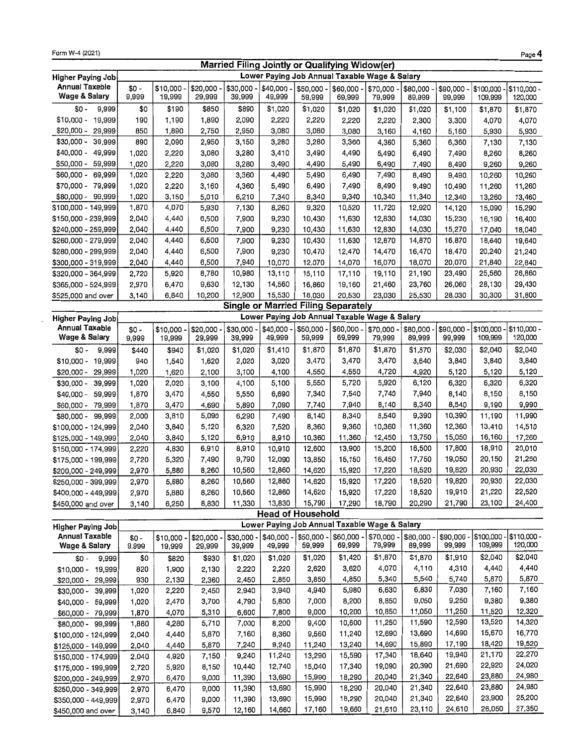## Married Filing Jointly or Qualifying Widow(er)

| Higher Paying Job Annual Taxable Wage & Salary | Lower Paying Job Annual Taxable Wage & Salary | | | | | | | | | | | |
|---|---|---|---|---|---|---|---|---|---|---|---|---|
| | $0 - 9,999 | $10,000 - 19,999 | $20,000 - 29,999 | $30,000 - 39,999 | $40,000 - 49,999 | $50,000 - 59,999 | $60,000 - 69,999 | $70,000 - 79,999 | $80,000 - 89,999 | $90,000 - 99,999 | $100,000 - 109,999 | $110,000 - 120,000 |
| $0 - 9,999 | $0 | $190 | $850 | $890 | $1,020 | $1,020 | $1,020 | $1,020 | $1,020 | $1,100 | $1,870 | $1,870 |
| $10,000 - 19,999 | 190 | 1,190 | 1,890 | 2,090 | 2,220 | 2,220 | 2,220 | 2,220 | 2,300 | 3,300 | 4,070 | 4,070 |
| $20,000 - 29,999 | 850 | 1,890 | 2,750 | 2,950 | 3,080 | 3,080 | 3,080 | 3,160 | 4,160 | 5,160 | 5,930 | 5,930 |
| $30,000 - 39,999 | 890 | 2,090 | 2,950 | 3,150 | 3,280 | 3,280 | 3,360 | 4,360 | 5,360 | 6,360 | 7,130 | 7,130 |
| $40,000 - 49,999 | 1,020 | 2,220 | 3,080 | 3,280 | 3,410 | 3,490 | 4,490 | 5,490 | 6,490 | 7,490 | 8,260 | 8,260 |
| $50,000 - 59,999 | 1,020 | 2,220 | 3,080 | 3,280 | 3,490 | 4,490 | 5,490 | 6,490 | 7,490 | 8,490 | 9,260 | 9,260 |
| $60,000 - 69,999 | 1,020 | 2,220 | 3,080 | 3,360 | 4,490 | 5,490 | 6,490 | 7,490 | 8,490 | 9,490 | 10,260 | 10,260 |
| $70,000 - 79,999 | 1,020 | 2,220 | 3,160 | 4,360 | 5,490 | 6,490 | 7,490 | 8,490 | 9,490 | 10,490 | 11,260 | 11,260 |
| $80,000 - 99,999 | 1,020 | 3,150 | 5,010 | 6,210 | 7,340 | 8,340 | 9,340 | 10,340 | 11,340 | 12,340 | 13,260 | 13,460 |
| $100,000 - 149,999 | 1,870 | 4,070 | 5,930 | 7,130 | 8,260 | 9,320 | 10,520 | 11,720 | 12,920 | 14,120 | 15,090 | 15,290 |
| $150,000 - 239,999 | 2,040 | 4,440 | 6,500 | 7,900 | 9,230 | 10,430 | 11,630 | 12,830 | 14,030 | 15,230 | 16,190 | 16,400 |
| $240,000 - 259,999 | 2,040 | 4,440 | 6,500 | 7,900 | 9,230 | 10,430 | 11,630 | 12,830 | 14,030 | 15,270 | 17,040 | 18,040 |
| $260,000 - 279,999 | 2,040 | 4,440 | 6,500 | 7,900 | 9,230 | 10,430 | 11,630 | 12,870 | 14,870 | 16,870 | 18,640 | 19,640 |
| $280,000 - 299,999 | 2,040 | 4,440 | 6,500 | 7,900 | 9,230 | 10,470 | 12,470 | 14,470 | 16,470 | 18,470 | 20,240 | 21,240 |
| $300,000 - 319,999 | 2,040 | 4,440 | 6,500 | 7,940 | 10,070 | 12,070 | 14,070 | 16,070 | 18,070 | 20,070 | 21,840 | 22,840 |
| $320,000 - 364,999 | 2,720 | 5,920 | 8,780 | 10,980 | 13,110 | 15,110 | 17,110 | 19,110 | 21,190 | 23,490 | 25,560 | 26,860 |
| $365,000 - 524,999 | 2,970 | 6,470 | 9,630 | 12,130 | 14,560 | 16,860 | 19,160 | 21,460 | 23,760 | 26,060 | 28,130 | 29,430 |
| $525,000 and over | 3,140 | 6,840 | 10,200 | 12,900 | 15,530 | 18,030 | 20,530 | 23,030 | 25,530 | 28,030 | 30,300 | 31,800 |

## Single or Married Filing Separately

| Higher Paying Job Annual Taxable Wage & Salary | Lower Paying Job Annual Taxable Wage & Salary | | | | | | | | | | | |
|---|---|---|---|---|---|---|---|---|---|---|---|---|
| | $0 - 9,999 | $10,000 - 19,999 | $20,000 - 29,999 | $30,000 - 39,999 | $40,000 - 49,999 | $50,000 - 59,999 | $60,000 - 69,999 | $70,000 - 79,999 | $80,000 - 89,999 | $90,000 - 99,999 | $100,000 - 109,999 | $110,000 - 120,000 |
| $0 - 9,999 | $440 | $940 | $1,020 | $1,020 | $1,410 | $1,870 | $1,870 | $1,870 | $1,870 | $2,030 | $2,040 | $2,040 |
| $10,000 - 19,999 | 940 | 1,540 | 1,620 | 2,020 | 3,020 | 3,470 | 3,470 | 3,470 | 3,640 | 3,840 | 3,840 | 3,840 |
| $20,000 - 29,999 | 1,020 | 1,620 | 2,100 | 3,100 | 4,100 | 4,550 | 4,550 | 4,720 | 4,920 | 5,120 | 5,120 | 5,120 |
| $30,000 - 39,999 | 1,020 | 2,020 | 3,100 | 4,100 | 5,100 | 5,550 | 5,720 | 5,920 | 6,120 | 6,320 | 6,320 | 6,320 |
| $40,000 - 59,999 | 1,870 | 3,470 | 4,550 | 5,550 | 6,690 | 7,340 | 7,540 | 7,740 | 7,940 | 8,140 | 8,150 | 8,150 |
| $60,000 - 79,999 | 1,870 | 3,470 | 4,690 | 5,890 | 7,090 | 7,740 | 7,940 | 8,140 | 8,340 | 8,540 | 9,190 | 9,990 |
| $80,000 - 99,999 | 2,000 | 3,810 | 5,090 | 6,290 | 7,490 | 8,140 | 8,340 | 8,540 | 9,390 | 10,390 | 11,190 | 11,990 |
| $100,000 - 124,999 | 2,040 | 3,840 | 5,120 | 6,320 | 7,520 | 8,360 | 9,360 | 10,360 | 11,360 | 12,360 | 13,410 | 14,510 |
| $125,000 - 149,999 | 2,040 | 3,840 | 5,120 | 6,910 | 8,910 | 10,360 | 11,360 | 12,450 | 13,750 | 15,050 | 16,160 | 17,260 |
| $150,000 - 174,999 | 2,220 | 4,830 | 6,910 | 8,910 | 10,910 | 12,600 | 13,900 | 15,200 | 16,500 | 17,800 | 18,910 | 20,010 |
| $175,000 - 199,999 | 2,720 | 5,320 | 7,490 | 9,790 | 12,090 | 13,850 | 15,150 | 16,450 | 17,750 | 19,050 | 20,150 | 21,250 |
| $200,000 - 249,999 | 2,970 | 5,880 | 8,260 | 10,560 | 12,860 | 14,620 | 15,920 | 17,220 | 18,520 | 19,820 | 20,930 | 22,030 |
| $250,000 - 399,999 | 2,970 | 5,880 | 8,260 | 10,560 | 12,860 | 14,620 | 15,920 | 17,220 | 18,520 | 19,820 | 20,930 | 22,030 |
| $400,000 - 449,999 | 2,970 | 5,880 | 8,260 | 10,560 | 12,860 | 14,620 | 15,920 | 17,220 | 18,520 | 19,910 | 21,220 | 22,520 |
| $450,000 and over | 3,140 | 6,250 | 8,830 | 11,330 | 13,830 | 15,790 | 17,290 | 18,790 | 20,290 | 21,790 | 23,100 | 24,400 |

## Head of Household

| Higher Paying Job Annual Taxable Wage & Salary | Lower Paying Job Annual Taxable Wage & Salary | | | | | | | | | | | |
|---|---|---|---|---|---|---|---|---|---|---|---|---|
| | $0 - 9,999 | $10,000 - 19,999 | $20,000 - 29,999 | $30,000 - 39,999 | $40,000 - 49,999 | $50,000 - 59,999 | $60,000 - 69,999 | $70,000 - 79,999 | $80,000 - 89,999 | $90,000 - 99,999 | $100,000 - 109,999 | $110,000 - 120,000 |
| $0 - 9,999 | $0 | $820 | $930 | $1,020 | $1,020 | $1,020 | $1,420 | $1,870 | $1,870 | $1,910 | $2,040 | $2,040 |
| $10,000 - 19,999 | 820 | 1,900 | 2,130 | 2,220 | 2,220 | 2,620 | 3,620 | 4,070 | 4,110 | 4,310 | 4,440 | 4,440 |
| $20,000 - 29,999 | 930 | 2,130 | 2,360 | 2,450 | 2,850 | 3,850 | 4,850 | 5,340 | 5,540 | 5,740 | 5,870 | 5,870 |
| $30,000 - 39,999 | 1,020 | 2,220 | 2,450 | 2,940 | 3,940 | 4,940 | 5,980 | 6,630 | 6,830 | 7,030 | 7,160 | 7,160 |
| $40,000 - 59,999 | 1,020 | 2,470 | 3,700 | 4,790 | 5,800 | 7,000 | 8,200 | 8,850 | 9,050 | 9,250 | 9,380 | 9,380 |
| $60,000 - 79,999 | 1,870 | 4,070 | 5,310 | 6,600 | 7,800 | 9,000 | 10,200 | 10,850 | 11,050 | 11,250 | 11,520 | 12,320 |
| $80,000 - 99,999 | 1,880 | 4,280 | 5,710 | 7,000 | 8,200 | 9,400 | 10,600 | 11,250 | 11,590 | 12,590 | 13,520 | 14,320 |
| $100,000 - 124,999 | 2,040 | 4,440 | 5,870 | 7,160 | 8,360 | 9,560 | 11,240 | 12,690 | 13,690 | 14,690 | 15,670 | 16,770 |
| $125,000 - 149,999 | 2,040 | 4,440 | 5,870 | 7,240 | 9,240 | 11,240 | 13,240 | 14,690 | 15,890 | 17,190 | 18,420 | 19,520 |
| $150,000 - 174,999 | 2,040 | 4,920 | 7,150 | 9,240 | 11,240 | 13,290 | 15,590 | 17,340 | 18,640 | 19,940 | 21,170 | 22,270 |
| $175,000 - 199,999 | 2,720 | 5,920 | 8,150 | 10,440 | 12,740 | 15,040 | 17,340 | 19,090 | 20,390 | 21,690 | 22,920 | 24,020 |
| $200,000 - 249,999 | 2,970 | 6,470 | 9,000 | 11,390 | 13,690 | 15,990 | 18,290 | 20,040 | 21,340 | 22,640 | 23,880 | 24,980 |
| $250,000 - 349,999 | 2,970 | 6,470 | 9,000 | 11,390 | 13,690 | 15,990 | 18,290 | 20,040 | 21,340 | 22,640 | 23,880 | 24,980 |
| $350,000 - 449,999 | 2,970 | 6,470 | 9,000 | 11,390 | 13,690 | 15,990 | 18,290 | 20,040 | 21,340 | 22,640 | 23,900 | 25,200 |
| $450,000 and over | 3,140 | 6,840 | 9,570 | 12,160 | 14,660 | 17,160 | 19,660 | 21,610 | 23,110 | 24,610 | 26,050 | 27,350 |